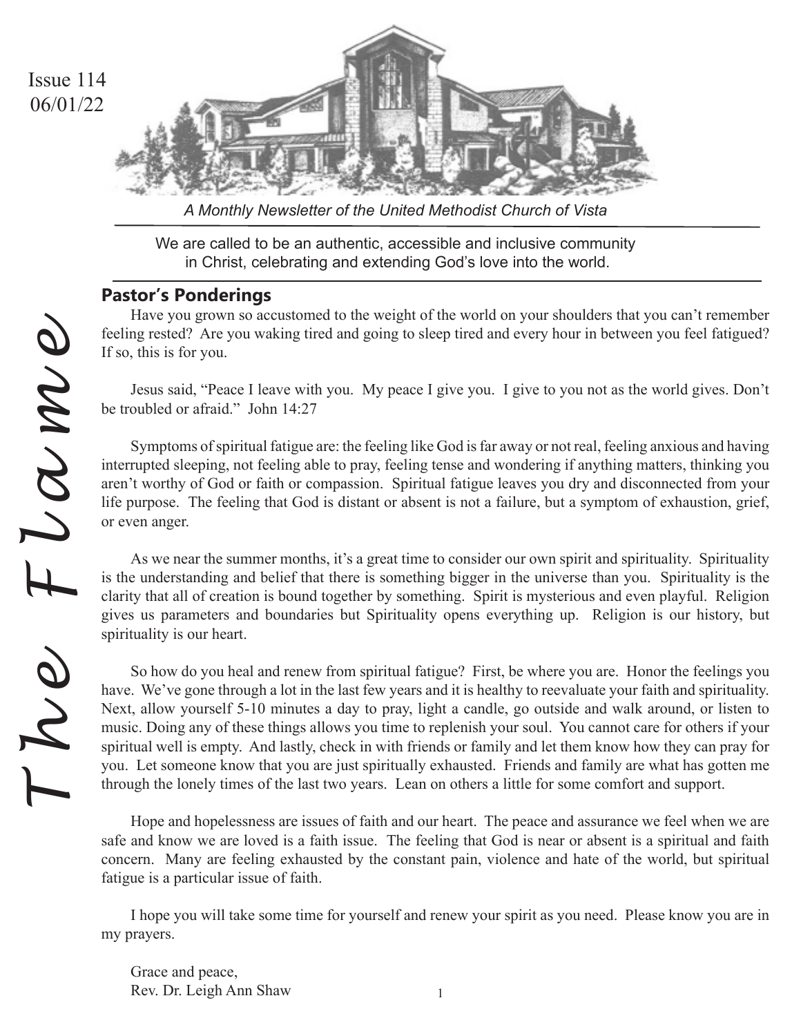# The Flame

Issue 114
06/01/22

*A Monthly Newsletter of the United Methodist Church of Vista*

We are called to be an authentic, accessible and inclusive community in Christ, celebrating and extending God's love into the world.

## Pastor's Ponderings

Have you grown so accustomed to the weight of the world on your shoulders that you can't remember feeling rested? Are you waking tired and going to sleep tired and every hour in between you feel fatigued? If so, this is for you.

Jesus said, "Peace I leave with you. My peace I give you. I give to you not as the world gives. Don't be troubled or afraid." John 14:27

Symptoms of spiritual fatigue are: the feeling like God is far away or not real, feeling anxious and having interrupted sleeping, not feeling able to pray, feeling tense and wondering if anything matters, thinking you aren't worthy of God or faith or compassion. Spiritual fatigue leaves you dry and disconnected from your life purpose. The feeling that God is distant or absent is not a failure, but a symptom of exhaustion, grief, or even anger.

As we near the summer months, it's a great time to consider our own spirit and spirituality. Spirituality is the understanding and belief that there is something bigger in the universe than you. Spirituality is the clarity that all of creation is bound together by something. Spirit is mysterious and even playful. Religion gives us parameters and boundaries but Spirituality opens everything up. Religion is our history, but spirituality is our heart.

So how do you heal and renew from spiritual fatigue? First, be where you are. Honor the feelings you have. We've gone through a lot in the last few years and it is healthy to reevaluate your faith and spirituality. Next, allow yourself 5-10 minutes a day to pray, light a candle, go outside and walk around, or listen to music. Doing any of these things allows you time to replenish your soul. You cannot care for others if your spiritual well is empty. And lastly, check in with friends or family and let them know how they can pray for you. Let someone know that you are just spiritually exhausted. Friends and family are what has gotten me through the lonely times of the last two years. Lean on others a little for some comfort and support.

Hope and hopelessness are issues of faith and our heart. The peace and assurance we feel when we are safe and know we are loved is a faith issue. The feeling that God is near or absent is a spiritual and faith concern. Many are feeling exhausted by the constant pain, violence and hate of the world, but spiritual fatigue is a particular issue of faith.

I hope you will take some time for yourself and renew your spirit as you need. Please know you are in my prayers.

Grace and peace,
Rev. Dr. Leigh Ann Shaw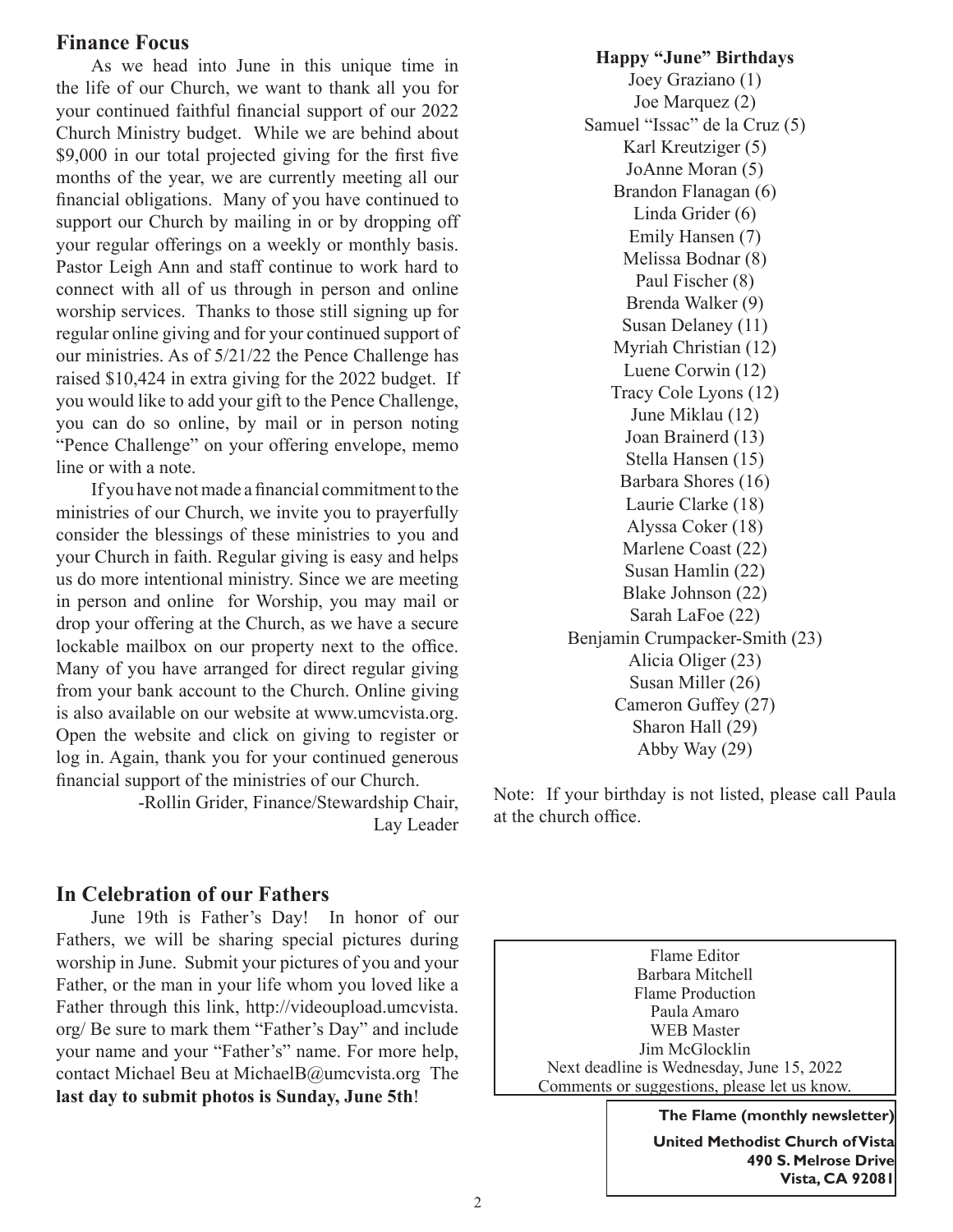## Finance Focus

As we head into June in this unique time in the life of our Church, we want to thank all you for your continued faithful financial support of our 2022 Church Ministry budget. While we are behind about $9,000 in our total projected giving for the first five months of the year, we are currently meeting all our financial obligations. Many of you have continued to support our Church by mailing in or by dropping off your regular offerings on a weekly or monthly basis. Pastor Leigh Ann and staff continue to work hard to connect with all of us through in person and online worship services. Thanks to those still signing up for regular online giving and for your continued support of our ministries. As of 5/21/22 the Pence Challenge has raised $10,424 in extra giving for the 2022 budget. If you would like to add your gift to the Pence Challenge, you can do so online, by mail or in person noting "Pence Challenge" on your offering envelope, memo line or with a note.

If you have not made a financial commitment to the ministries of our Church, we invite you to prayerfully consider the blessings of these ministries to you and your Church in faith. Regular giving is easy and helps us do more intentional ministry. Since we are meeting in person and online for Worship, you may mail or drop your offering at the Church, as we have a secure lockable mailbox on our property next to the office. Many of you have arranged for direct regular giving from your bank account to the Church. Online giving is also available on our website at www.umcvista.org. Open the website and click on giving to register or log in. Again, thank you for your continued generous financial support of the ministries of our Church.

-Rollin Grider, Finance/Stewardship Chair, Lay Leader

## In Celebration of our Fathers

June 19th is Father's Day! In honor of our Fathers, we will be sharing special pictures during worship in June. Submit your pictures of you and your Father, or the man in your life whom you loved like a Father through this link, http://videoupload.umcvista.org/ Be sure to mark them "Father's Day" and include your name and your "Father's" name. For more help, contact Michael Beu at MichaelB@umcvista.org The **last day to submit photos is Sunday, June 5th**!

**Happy "June" Birthdays**

Joey Graziano (1)
Joe Marquez (2)
Samuel "Issac" de la Cruz (5)
Karl Kreutziger (5)
JoAnne Moran (5)
Brandon Flanagan (6)
Linda Grider (6)
Emily Hansen (7)
Melissa Bodnar (8)
Paul Fischer (8)
Brenda Walker (9)
Susan Delaney (11)
Myriah Christian (12)
Luene Corwin (12)
Tracy Cole Lyons (12)
June Miklau (12)
Joan Brainerd (13)
Stella Hansen (15)
Barbara Shores (16)
Laurie Clarke (18)
Alyssa Coker (18)
Marlene Coast (22)
Susan Hamlin (22)
Blake Johnson (22)
Sarah LaFoe (22)
Benjamin Crumpacker-Smith (23)
Alicia Oliger (23)
Susan Miller (26)
Cameron Guffey (27)
Sharon Hall (29)
Abby Way (29)

Note: If your birthday is not listed, please call Paula at the church office.

Flame Editor
Barbara Mitchell
Flame Production
Paula Amaro
WEB Master
Jim McGlocklin
Next deadline is Wednesday, June 15, 2022
Comments or suggestions, please let us know.

**The Flame (monthly newsletter)**

**United Methodist Church of Vista**
**490 S. Melrose Drive**
**Vista, CA 92081**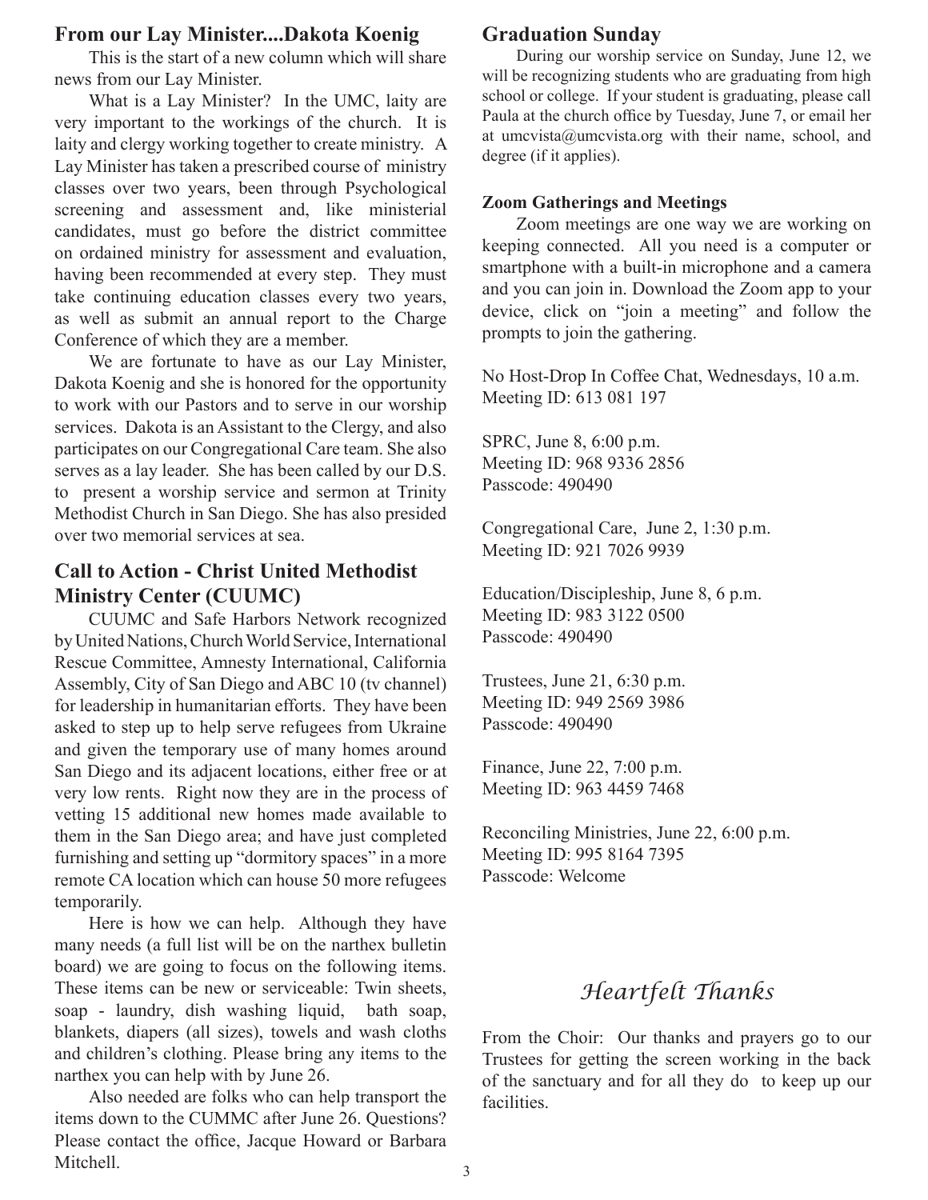## From our Lay Minister....Dakota Koenig

This is the start of a new column which will share news from our Lay Minister.

What is a Lay Minister? In the UMC, laity are very important to the workings of the church. It is laity and clergy working together to create ministry. A Lay Minister has taken a prescribed course of ministry classes over two years, been through Psychological screening and assessment and, like ministerial candidates, must go before the district committee on ordained ministry for assessment and evaluation, having been recommended at every step. They must take continuing education classes every two years, as well as submit an annual report to the Charge Conference of which they are a member.

We are fortunate to have as our Lay Minister, Dakota Koenig and she is honored for the opportunity to work with our Pastors and to serve in our worship services. Dakota is an Assistant to the Clergy, and also participates on our Congregational Care team. She also serves as a lay leader. She has been called by our D.S. to present a worship service and sermon at Trinity Methodist Church in San Diego. She has also presided over two memorial services at sea.

## Call to Action - Christ United Methodist Ministry Center (CUUMC)

CUUMC and Safe Harbors Network recognized by United Nations, Church World Service, International Rescue Committee, Amnesty International, California Assembly, City of San Diego and ABC 10 (tv channel) for leadership in humanitarian efforts. They have been asked to step up to help serve refugees from Ukraine and given the temporary use of many homes around San Diego and its adjacent locations, either free or at very low rents. Right now they are in the process of vetting 15 additional new homes made available to them in the San Diego area; and have just completed furnishing and setting up "dormitory spaces" in a more remote CA location which can house 50 more refugees temporarily.

Here is how we can help. Although they have many needs (a full list will be on the narthex bulletin board) we are going to focus on the following items. These items can be new or serviceable: Twin sheets, soap - laundry, dish washing liquid, bath soap, blankets, diapers (all sizes), towels and wash cloths and children's clothing. Please bring any items to the narthex you can help with by June 26.

Also needed are folks who can help transport the items down to the CUMMC after June 26. Questions? Please contact the office, Jacque Howard or Barbara Mitchell.

## Graduation Sunday

During our worship service on Sunday, June 12, we will be recognizing students who are graduating from high school or college. If your student is graduating, please call Paula at the church office by Tuesday, June 7, or email her at umcvista@umcvista.org with their name, school, and degree (if it applies).

### Zoom Gatherings and Meetings

Zoom meetings are one way we are working on keeping connected. All you need is a computer or smartphone with a built-in microphone and a camera and you can join in. Download the Zoom app to your device, click on "join a meeting" and follow the prompts to join the gathering.

No Host-Drop In Coffee Chat, Wednesdays, 10 a.m.
Meeting ID: 613 081 197

SPRC, June 8, 6:00 p.m.
Meeting ID: 968 9336 2856
Passcode: 490490

Congregational Care, June 2, 1:30 p.m.
Meeting ID: 921 7026 9939

Education/Discipleship, June 8, 6 p.m.
Meeting ID: 983 3122 0500
Passcode: 490490

Trustees, June 21, 6:30 p.m.
Meeting ID: 949 2569 3986
Passcode: 490490

Finance, June 22, 7:00 p.m.
Meeting ID: 963 4459 7468

Reconciling Ministries, June 22, 6:00 p.m.
Meeting ID: 995 8164 7395
Passcode: Welcome

## *Heartfelt Thanks*

From the Choir: Our thanks and prayers go to our Trustees for getting the screen working in the back of the sanctuary and for all they do to keep up our facilities.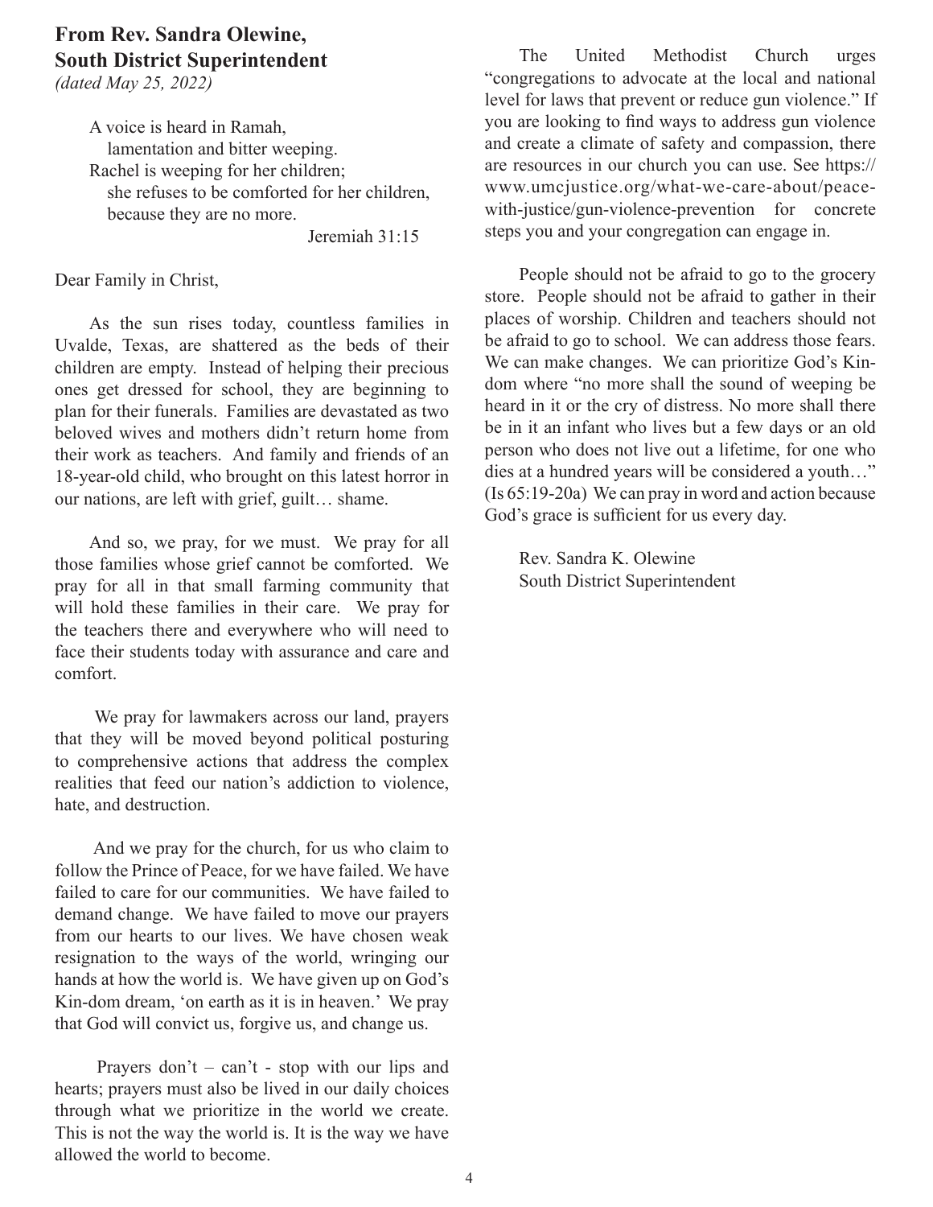## From Rev. Sandra Olewine, South District Superintendent

*(dated May 25, 2022)*

> A voice is heard in Ramah,
> lamentation and bitter weeping.
> Rachel is weeping for her children;
> she refuses to be comforted for her children,
> because they are no more.
>
> Jeremiah 31:15

Dear Family in Christ,

As the sun rises today, countless families in Uvalde, Texas, are shattered as the beds of their children are empty. Instead of helping their precious ones get dressed for school, they are beginning to plan for their funerals. Families are devastated as two beloved wives and mothers didn't return home from their work as teachers. And family and friends of an 18-year-old child, who brought on this latest horror in our nations, are left with grief, guilt… shame.

And so, we pray, for we must. We pray for all those families whose grief cannot be comforted. We pray for all in that small farming community that will hold these families in their care. We pray for the teachers there and everywhere who will need to face their students today with assurance and care and comfort.

We pray for lawmakers across our land, prayers that they will be moved beyond political posturing to comprehensive actions that address the complex realities that feed our nation's addiction to violence, hate, and destruction.

And we pray for the church, for us who claim to follow the Prince of Peace, for we have failed. We have failed to care for our communities. We have failed to demand change. We have failed to move our prayers from our hearts to our lives. We have chosen weak resignation to the ways of the world, wringing our hands at how the world is. We have given up on God's Kin-dom dream, 'on earth as it is in heaven.' We pray that God will convict us, forgive us, and change us.

Prayers don't – can't - stop with our lips and hearts; prayers must also be lived in our daily choices through what we prioritize in the world we create. This is not the way the world is. It is the way we have allowed the world to become.

The United Methodist Church urges "congregations to advocate at the local and national level for laws that prevent or reduce gun violence." If you are looking to find ways to address gun violence and create a climate of safety and compassion, there are resources in our church you can use. See https://www.umcjustice.org/what-we-care-about/peace-with-justice/gun-violence-prevention for concrete steps you and your congregation can engage in.

People should not be afraid to go to the grocery store. People should not be afraid to gather in their places of worship. Children and teachers should not be afraid to go to school. We can address those fears. We can make changes. We can prioritize God's Kin-dom where "no more shall the sound of weeping be heard in it or the cry of distress. No more shall there be in it an infant who lives but a few days or an old person who does not live out a lifetime, for one who dies at a hundred years will be considered a youth…" (Is 65:19-20a) We can pray in word and action because God's grace is sufficient for us every day.

Rev. Sandra K. Olewine
South District Superintendent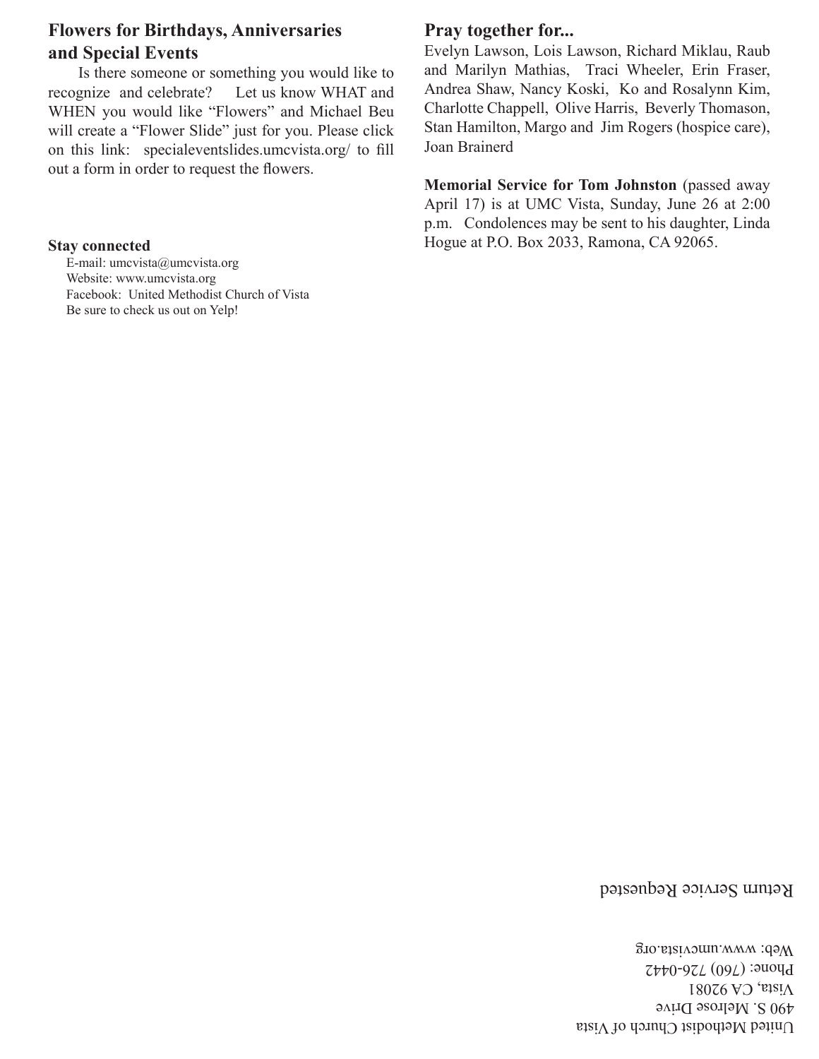## Flowers for Birthdays, Anniversaries and Special Events

Is there someone or something you would like to recognize and celebrate? Let us know WHAT and WHEN you would like "Flowers" and Michael Beu will create a "Flower Slide" just for you. Please click on this link: specialeventslides.umcvista.org/ to fill out a form in order to request the flowers.

**Stay connected**

E-mail: umcvista@umcvista.org
Website: www.umcvista.org
Facebook: United Methodist Church of Vista
Be sure to check us out on Yelp!

## Pray together for...

Evelyn Lawson, Lois Lawson, Richard Miklau, Raub and Marilyn Mathias, Traci Wheeler, Erin Fraser, Andrea Shaw, Nancy Koski, Ko and Rosalynn Kim, Charlotte Chappell, Olive Harris, Beverly Thomason, Stan Hamilton, Margo and Jim Rogers (hospice care), Joan Brainerd

**Memorial Service for Tom Johnston** (passed away April 17) is at UMC Vista, Sunday, June 26 at 2:00 p.m. Condolences may be sent to his daughter, Linda Hogue at P.O. Box 2033, Ramona, CA 92065.

Return Service Requested

United Methodist Church of Vista
490 S. Melrose Drive
Vista, CA 92081
Phone: (760) 726-0442
Web: www.umcvista.org